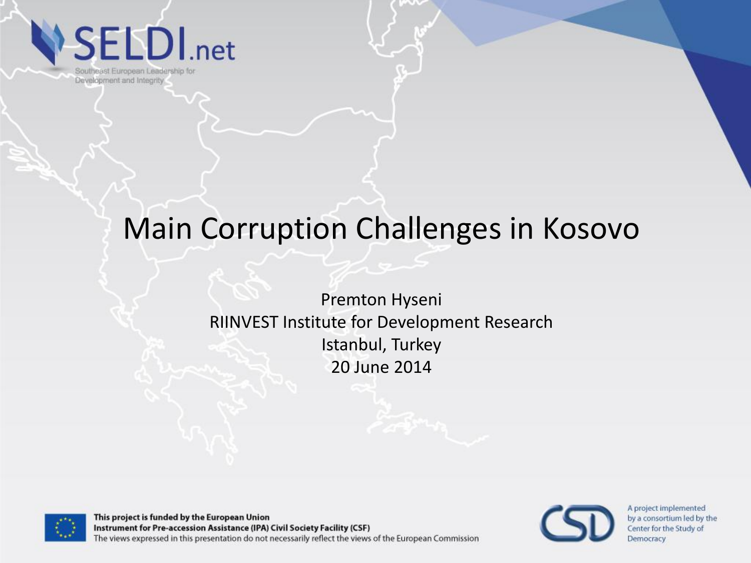SELDI.net

Southeast European Leadership for Development and Integrity

# Main Corruption Challenges in Kosovo

Premton Hyseni
RIINVEST Institute for Development Research
Istanbul, Turkey
20 June 2014

**This project is funded by the European Union**
**Instrument for Pre-accession Assistance (IPA) Civil Society Facility (CSF)**
The views expressed in this presentation do not necessarily reflect the views of the European Commission

A project implemented by a consortium led by the Center for the Study of Democracy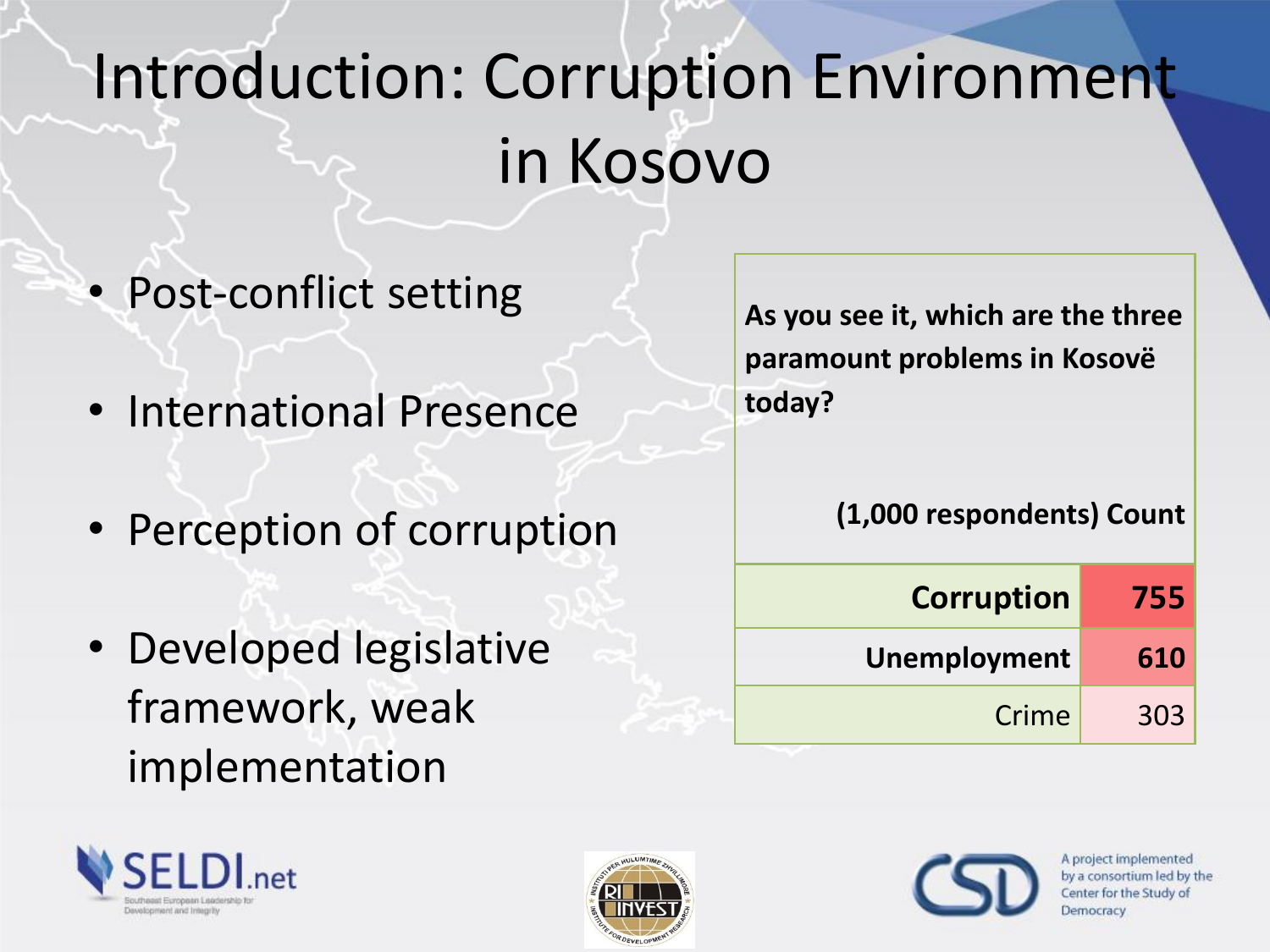# Introduction: Corruption Environment in Kosovo

- Post-conflict setting
- International Presence
- Perception of corruption
- Developed legislative framework, weak implementation

| As you see it, which are the three paramount problems in Kosovë today? (1,000 respondents) | Count |
|---|---|
| **Corruption** | **755** |
| **Unemployment** | **610** |
| Crime | 303 |

SELDI.net Southeast European Leadership for Development and Integrity

A project implemented by a consortium led by the Center for the Study of Democracy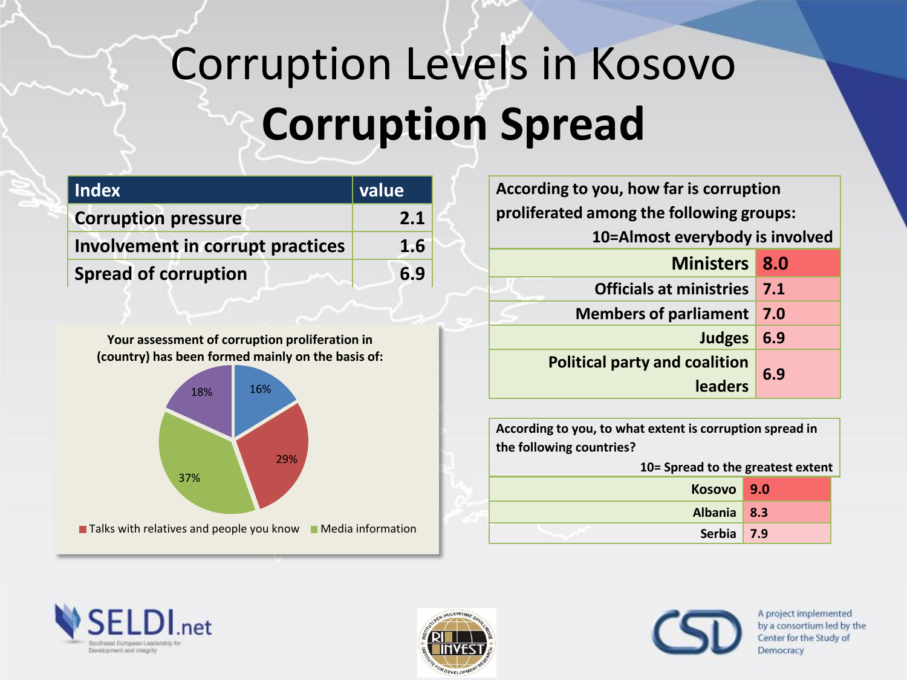# Corruption Levels in Kosovo

## Corruption Spread

| Index | value |
|---|---|
| Corruption pressure | 2.1 |
| Involvement in corrupt practices | 1.6 |
| Spread of corruption | 6.9 |

**Your assessment of corruption proliferation in (country) has been formed mainly on the basis of:**

- 16%
- 29%
- 37%
- 18%

Talks with relatives and people you know; Media information

| According to you, how far is corruption proliferated among the following groups: 10=Almost everybody is involved | |
|---|---|
| Ministers | 8.0 |
| Officials at ministries | 7.1 |
| Members of parliament | 7.0 |
| Judges | 6.9 |
| Political party and coalition leaders | 6.9 |

| According to you, to what extent is corruption spread in the following countries? 10= Spread to the greatest extent | |
|---|---|
| Kosovo | 9.0 |
| Albania | 8.3 |
| Serbia | 7.9 |

SELDI.net Southeast European Leadership for Development and Integrity

RIINVEST Institute for Development Research

A project implemented by a consortium led by the Center for the Study of Democracy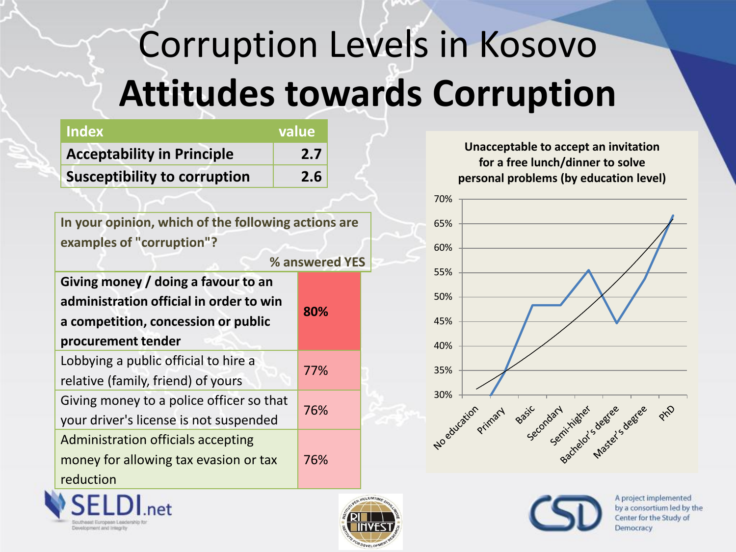# Corruption Levels in Kosovo

## Attitudes towards Corruption

| Index | value |
| --- | --- |
| Acceptability in Principle | 2.7 |
| Susceptibility to corruption | 2.6 |

| In your opinion, which of the following actions are examples of "corruption"? | % answered YES |
| --- | --- |
| **Giving money / doing a favour to an administration official in order to win a competition, concession or public procurement tender** | **80%** |
| Lobbying a public official to hire a relative (family, friend) of yours | 77% |
| Giving money to a police officer so that your driver's license is not suspended | 76% |
| Administration officials accepting money for allowing tax evasion or tax reduction | 76% |

**Unacceptable to accept an invitation for a free lunch/dinner to solve personal problems (by education level)**

| Education level | Value (approx.) |
| --- | --- |
| No education | |
| Primary | 30% |
| Basic | 48% |
| Secondary | 48% |
| Semi-higher | 55% |
| Bachelor's degree | 45% |
| Master's degree | 54% |
| PhD | 67% |

A project implemented by a consortium led by the Center for the Study of Democracy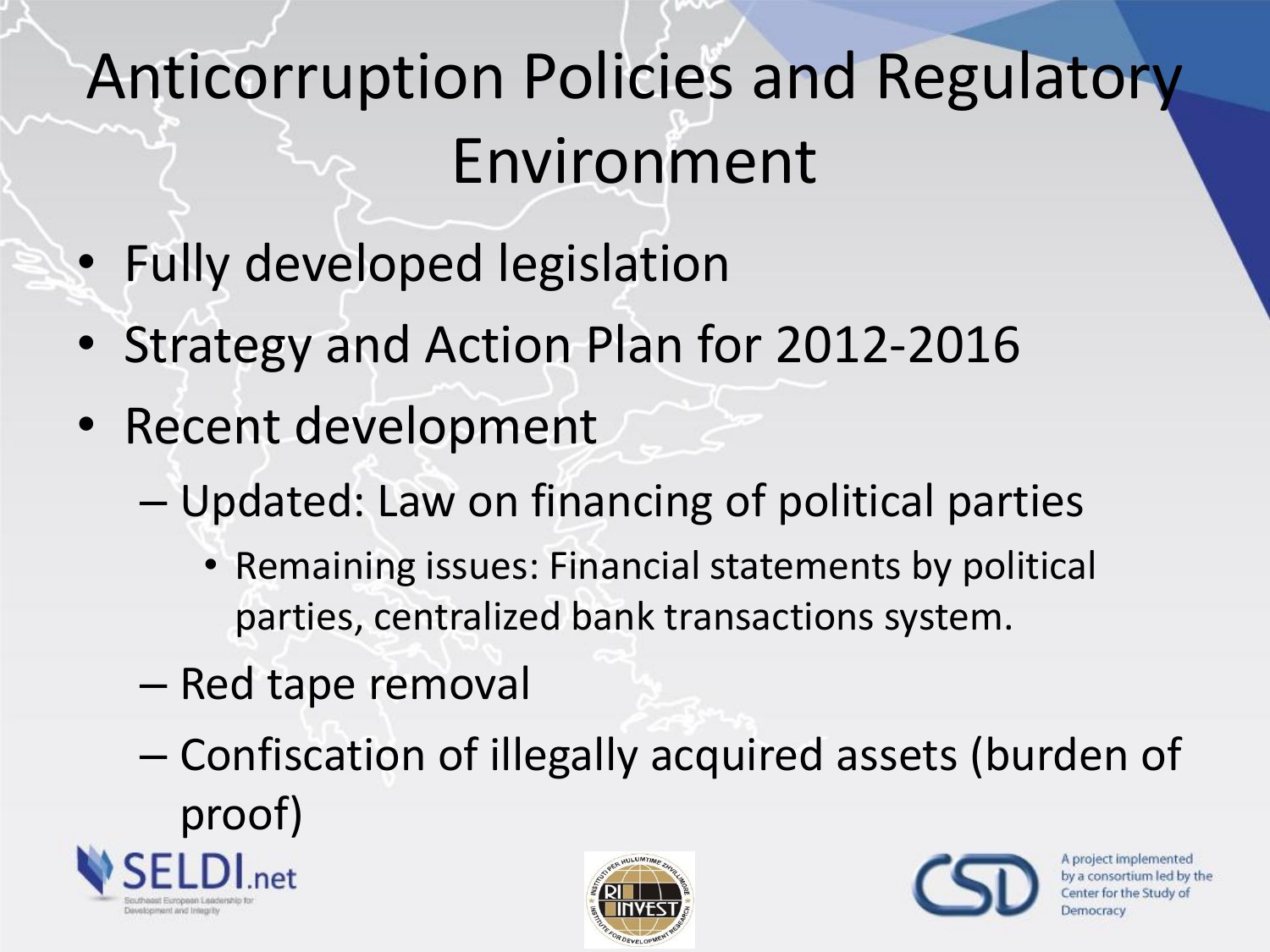# Anticorruption Policies and Regulatory Environment

- Fully developed legislation
- Strategy and Action Plan for 2012-2016
- Recent development
  - Updated: Law on financing of political parties
    - Remaining issues: Financial statements by political parties, centralized bank transactions system.
  - Red tape removal
  - Confiscation of illegally acquired assets (burden of proof)

A project implemented by a consortium led by the Center for the Study of Democracy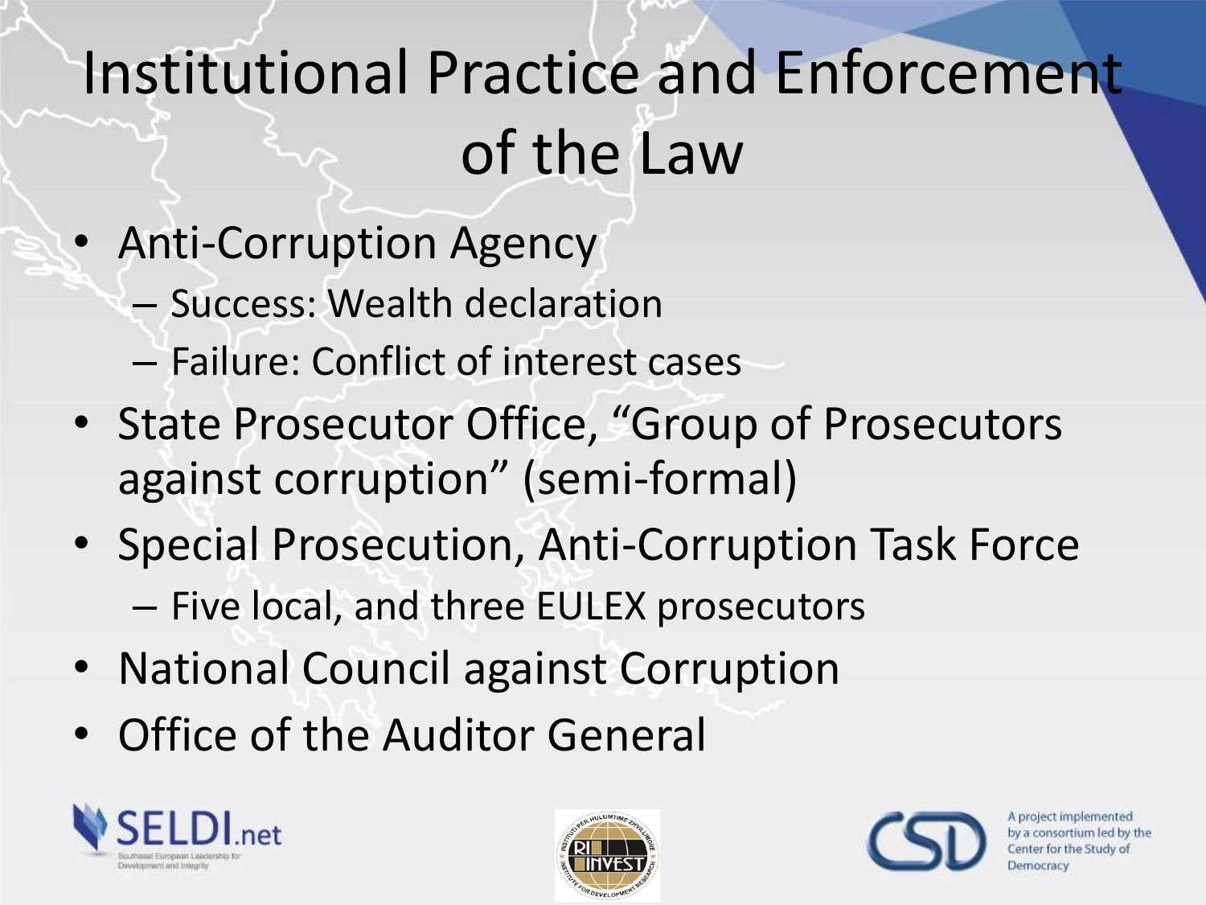# Institutional Practice and Enforcement of the Law

- Anti-Corruption Agency
  - Success: Wealth declaration
  - Failure: Conflict of interest cases
- State Prosecutor Office, "Group of Prosecutors against corruption" (semi-formal)
- Special Prosecution, Anti-Corruption Task Force
  - Five local, and three EULEX prosecutors
- National Council against Corruption
- Office of the Auditor General

A project implemented by a consortium led by the Center for the Study of Democracy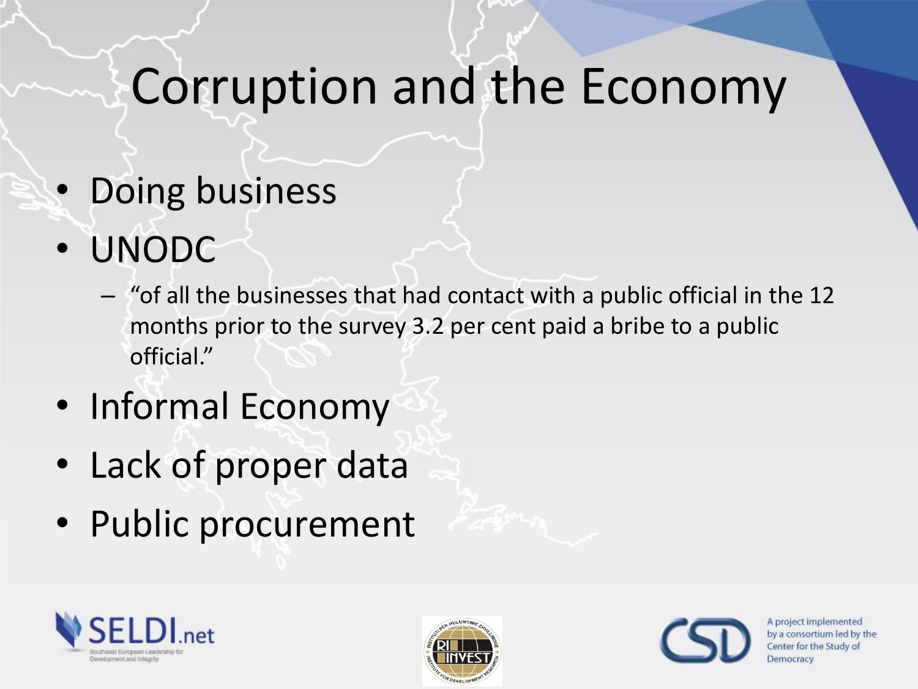# Corruption and the Economy

- Doing business
- UNODC
  - "of all the businesses that had contact with a public official in the 12 months prior to the survey 3.2 per cent paid a bribe to a public official."
- Informal Economy
- Lack of proper data
- Public procurement

A project implemented by a consortium led by the Center for the Study of Democracy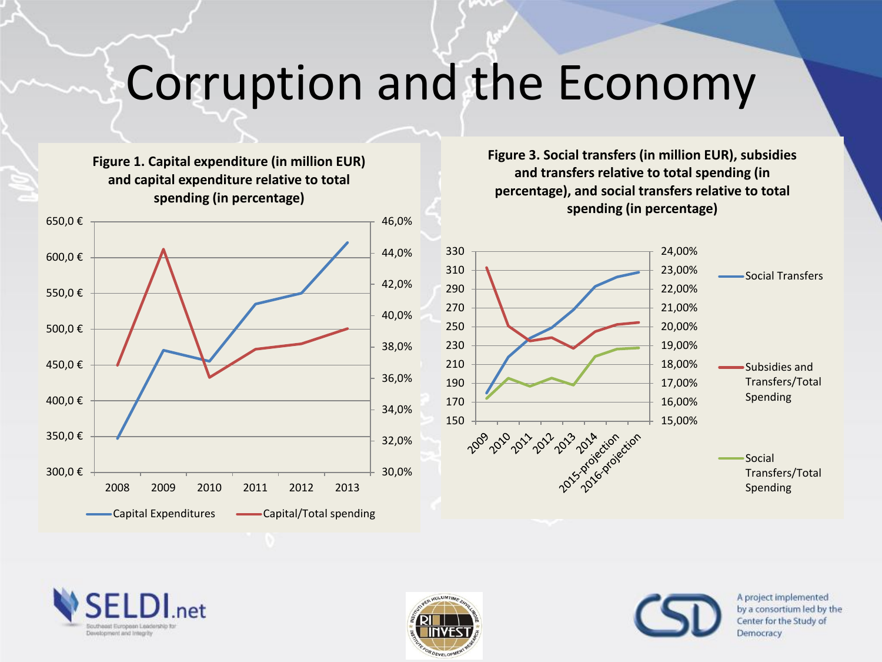# Corruption and the Economy

**Figure 1. Capital expenditure (in million EUR) and capital expenditure relative to total spending (in percentage)**

**Figure 3. Social transfers (in million EUR), subsidies and transfers relative to total spending (in percentage), and social transfers relative to total spending (in percentage)**

A project implemented by a consortium led by the Center for the Study of Democracy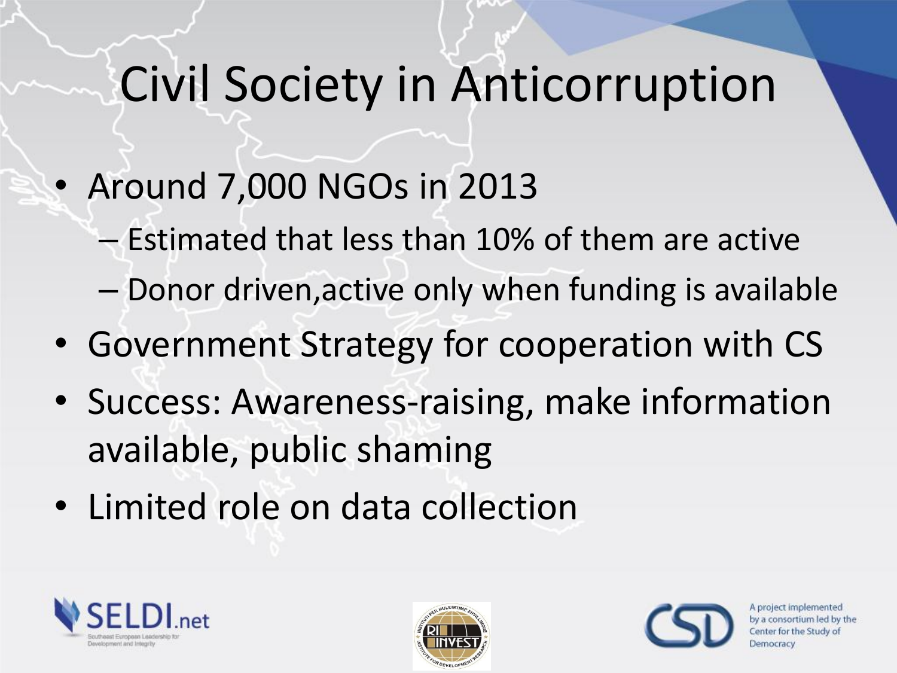# Civil Society in Anticorruption

- Around 7,000 NGOs in 2013
  - Estimated that less than 10% of them are active
  - Donor driven,active only when funding is available
- Government Strategy for cooperation with CS
- Success: Awareness-raising, make information available, public shaming
- Limited role on data collection

A project implemented by a consortium led by the Center for the Study of Democracy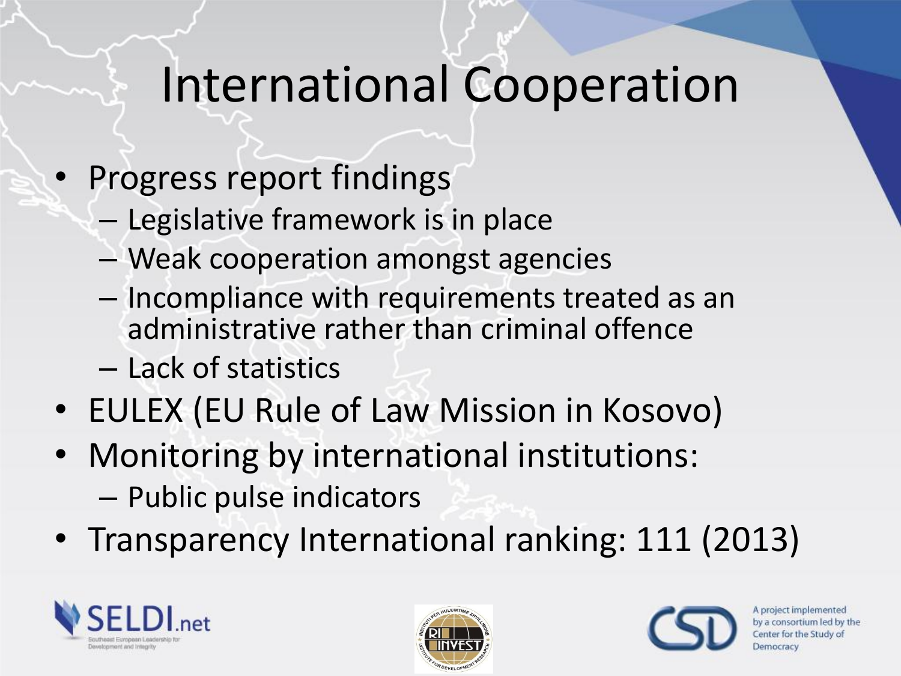# International Cooperation

- Progress report findings
  - Legislative framework is in place
  - Weak cooperation amongst agencies
  - Incompliance with requirements treated as an administrative rather than criminal offence
  - Lack of statistics
- EULEX (EU Rule of Law Mission in Kosovo)
- Monitoring by international institutions:
  - Public pulse indicators
- Transparency International ranking: 111 (2013)

SELDI.net Southeast European Leadership for Development and Integrity

A project implemented by a consortium led by the Center for the Study of Democracy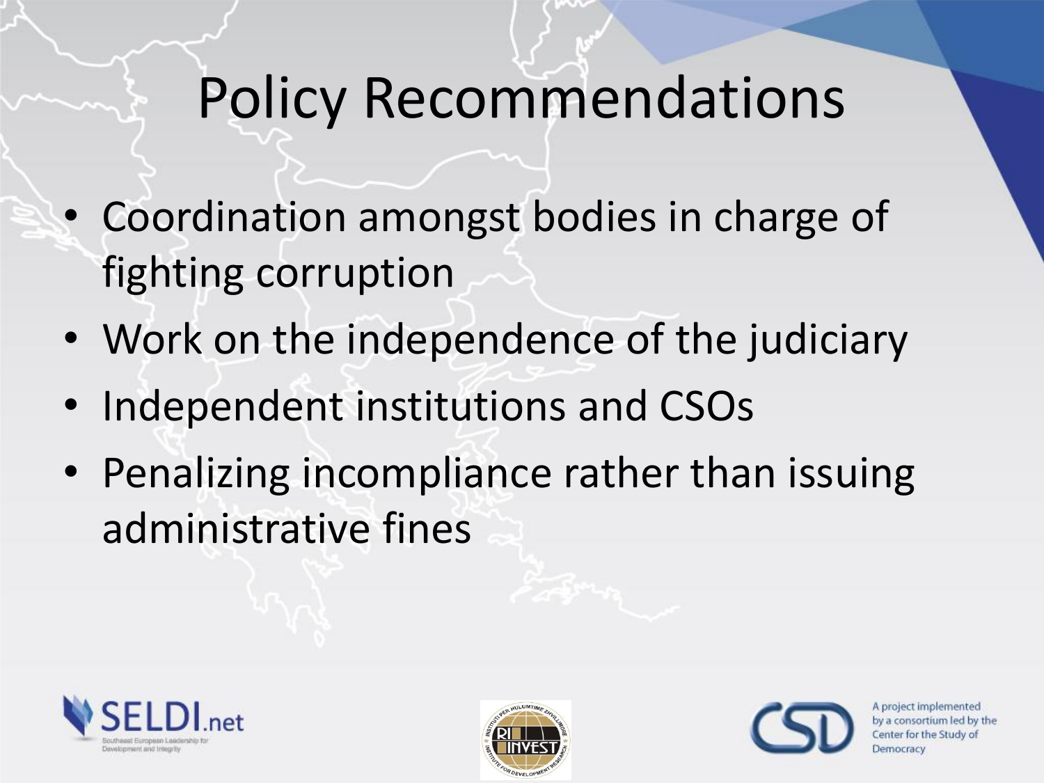# Policy Recommendations

- Coordination amongst bodies in charge of fighting corruption
- Work on the independence of the judiciary
- Independent institutions and CSOs
- Penalizing incompliance rather than issuing administrative fines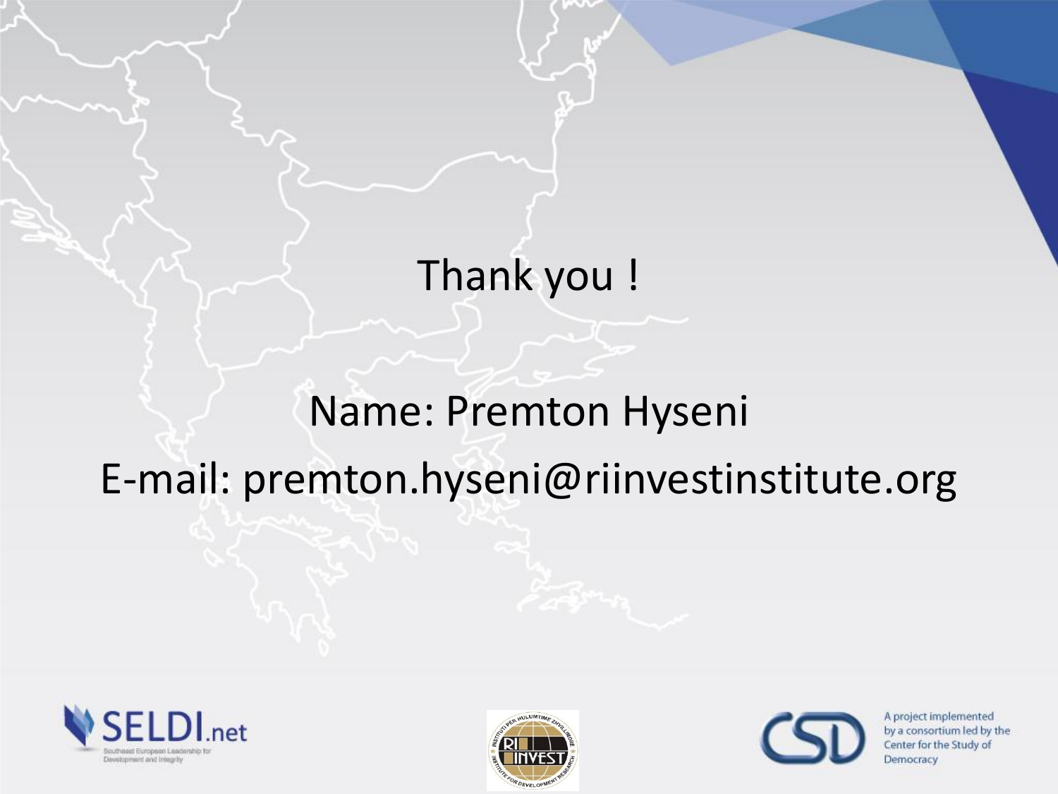Thank you !

Name: Premton Hyseni

E-mail: premton.hyseni@riinvestinstitute.org

SELDI.net

Southeast European Leadership for Development and Integrity

A project implemented by a consortium led by the Center for the Study of Democracy